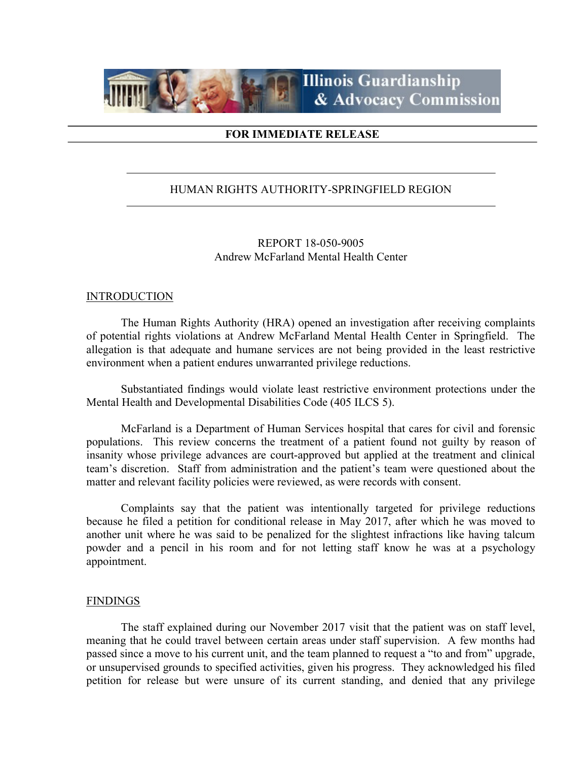Illinois Guardianship & Advocacy Commission

**FOR IMMEDIATE RELEASE**

HUMAN RIGHTS AUTHORITY-SPRINGFIELD REGION

REPORT 18-050-9005
Andrew McFarland Mental Health Center

## INTRODUCTION

The Human Rights Authority (HRA) opened an investigation after receiving complaints of potential rights violations at Andrew McFarland Mental Health Center in Springfield. The allegation is that adequate and humane services are not being provided in the least restrictive environment when a patient endures unwarranted privilege reductions.

Substantiated findings would violate least restrictive environment protections under the Mental Health and Developmental Disabilities Code (405 ILCS 5).

McFarland is a Department of Human Services hospital that cares for civil and forensic populations. This review concerns the treatment of a patient found not guilty by reason of insanity whose privilege advances are court-approved but applied at the treatment and clinical team's discretion. Staff from administration and the patient's team were questioned about the matter and relevant facility policies were reviewed, as were records with consent.

Complaints say that the patient was intentionally targeted for privilege reductions because he filed a petition for conditional release in May 2017, after which he was moved to another unit where he was said to be penalized for the slightest infractions like having talcum powder and a pencil in his room and for not letting staff know he was at a psychology appointment.

## FINDINGS

The staff explained during our November 2017 visit that the patient was on staff level, meaning that he could travel between certain areas under staff supervision. A few months had passed since a move to his current unit, and the team planned to request a "to and from" upgrade, or unsupervised grounds to specified activities, given his progress. They acknowledged his filed petition for release but were unsure of its current standing, and denied that any privilege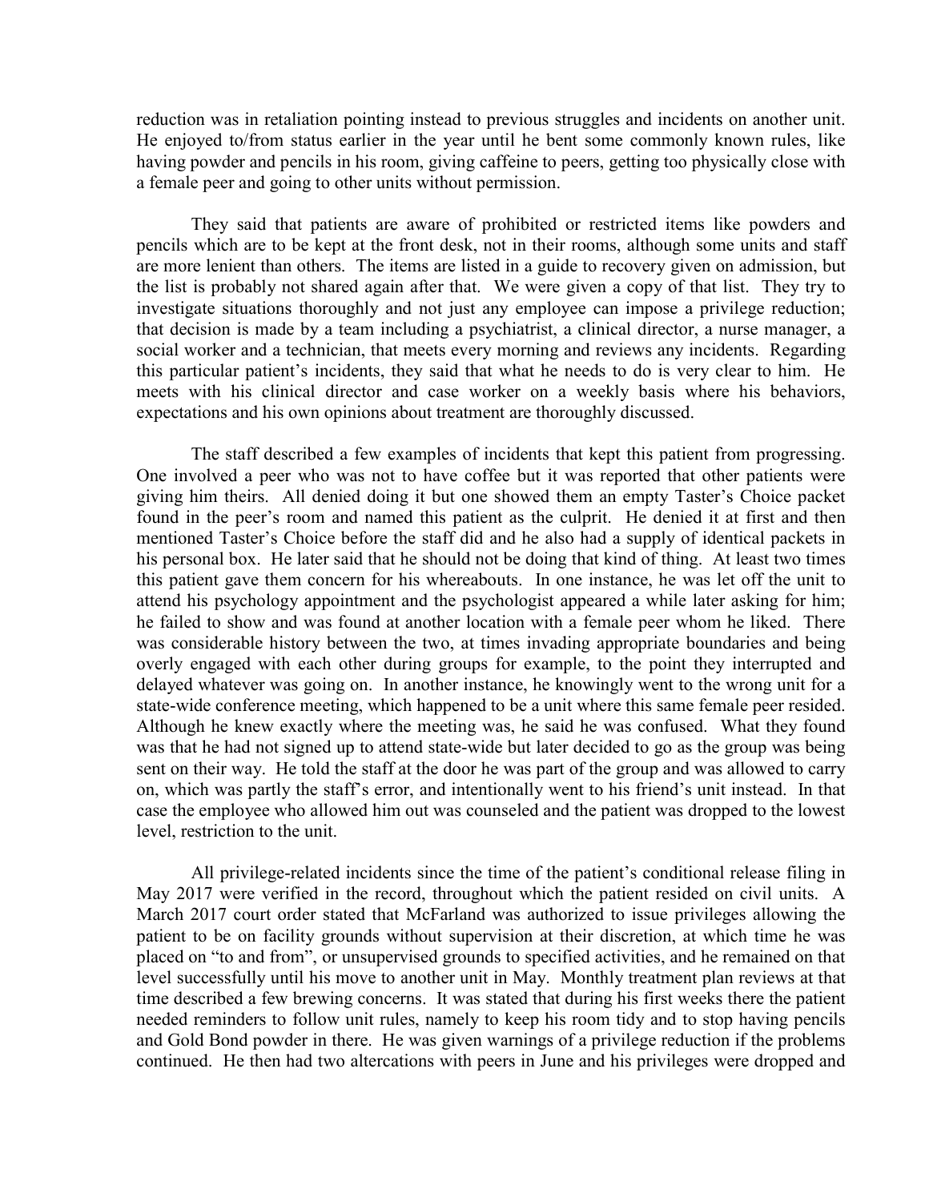reduction was in retaliation pointing instead to previous struggles and incidents on another unit. He enjoyed to/from status earlier in the year until he bent some commonly known rules, like having powder and pencils in his room, giving caffeine to peers, getting too physically close with a female peer and going to other units without permission.

They said that patients are aware of prohibited or restricted items like powders and pencils which are to be kept at the front desk, not in their rooms, although some units and staff are more lenient than others. The items are listed in a guide to recovery given on admission, but the list is probably not shared again after that. We were given a copy of that list. They try to investigate situations thoroughly and not just any employee can impose a privilege reduction; that decision is made by a team including a psychiatrist, a clinical director, a nurse manager, a social worker and a technician, that meets every morning and reviews any incidents. Regarding this particular patient's incidents, they said that what he needs to do is very clear to him. He meets with his clinical director and case worker on a weekly basis where his behaviors, expectations and his own opinions about treatment are thoroughly discussed.

The staff described a few examples of incidents that kept this patient from progressing. One involved a peer who was not to have coffee but it was reported that other patients were giving him theirs. All denied doing it but one showed them an empty Taster's Choice packet found in the peer's room and named this patient as the culprit. He denied it at first and then mentioned Taster's Choice before the staff did and he also had a supply of identical packets in his personal box. He later said that he should not be doing that kind of thing. At least two times this patient gave them concern for his whereabouts. In one instance, he was let off the unit to attend his psychology appointment and the psychologist appeared a while later asking for him; he failed to show and was found at another location with a female peer whom he liked. There was considerable history between the two, at times invading appropriate boundaries and being overly engaged with each other during groups for example, to the point they interrupted and delayed whatever was going on. In another instance, he knowingly went to the wrong unit for a state-wide conference meeting, which happened to be a unit where this same female peer resided. Although he knew exactly where the meeting was, he said he was confused. What they found was that he had not signed up to attend state-wide but later decided to go as the group was being sent on their way. He told the staff at the door he was part of the group and was allowed to carry on, which was partly the staff's error, and intentionally went to his friend's unit instead. In that case the employee who allowed him out was counseled and the patient was dropped to the lowest level, restriction to the unit.

All privilege-related incidents since the time of the patient's conditional release filing in May 2017 were verified in the record, throughout which the patient resided on civil units. A March 2017 court order stated that McFarland was authorized to issue privileges allowing the patient to be on facility grounds without supervision at their discretion, at which time he was placed on "to and from", or unsupervised grounds to specified activities, and he remained on that level successfully until his move to another unit in May. Monthly treatment plan reviews at that time described a few brewing concerns. It was stated that during his first weeks there the patient needed reminders to follow unit rules, namely to keep his room tidy and to stop having pencils and Gold Bond powder in there. He was given warnings of a privilege reduction if the problems continued. He then had two altercations with peers in June and his privileges were dropped and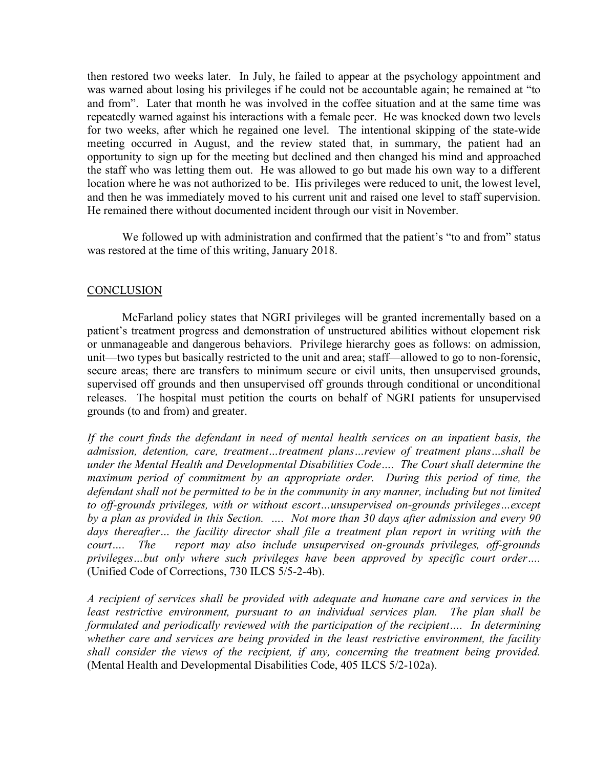then restored two weeks later. In July, he failed to appear at the psychology appointment and was warned about losing his privileges if he could not be accountable again; he remained at "to and from". Later that month he was involved in the coffee situation and at the same time was repeatedly warned against his interactions with a female peer. He was knocked down two levels for two weeks, after which he regained one level. The intentional skipping of the state-wide meeting occurred in August, and the review stated that, in summary, the patient had an opportunity to sign up for the meeting but declined and then changed his mind and approached the staff who was letting them out. He was allowed to go but made his own way to a different location where he was not authorized to be. His privileges were reduced to unit, the lowest level, and then he was immediately moved to his current unit and raised one level to staff supervision. He remained there without documented incident through our visit in November.

We followed up with administration and confirmed that the patient's "to and from" status was restored at the time of this writing, January 2018.

## CONCLUSION

McFarland policy states that NGRI privileges will be granted incrementally based on a patient's treatment progress and demonstration of unstructured abilities without elopement risk or unmanageable and dangerous behaviors. Privilege hierarchy goes as follows: on admission, unit—two types but basically restricted to the unit and area; staff—allowed to go to non-forensic, secure areas; there are transfers to minimum secure or civil units, then unsupervised grounds, supervised off grounds and then unsupervised off grounds through conditional or unconditional releases. The hospital must petition the courts on behalf of NGRI patients for unsupervised grounds (to and from) and greater.

*If the court finds the defendant in need of mental health services on an inpatient basis, the admission, detention, care, treatment…treatment plans…review of treatment plans…shall be under the Mental Health and Developmental Disabilities Code…. The Court shall determine the maximum period of commitment by an appropriate order. During this period of time, the defendant shall not be permitted to be in the community in any manner, including but not limited to off-grounds privileges, with or without escort…unsupervised on-grounds privileges…except by a plan as provided in this Section. …. Not more than 30 days after admission and every 90 days thereafter… the facility director shall file a treatment plan report in writing with the court…. The report may also include unsupervised on-grounds privileges, off-grounds privileges…but only where such privileges have been approved by specific court order….* (Unified Code of Corrections, 730 ILCS 5/5-2-4b).

*A recipient of services shall be provided with adequate and humane care and services in the least restrictive environment, pursuant to an individual services plan. The plan shall be formulated and periodically reviewed with the participation of the recipient…. In determining whether care and services are being provided in the least restrictive environment, the facility shall consider the views of the recipient, if any, concerning the treatment being provided.* (Mental Health and Developmental Disabilities Code, 405 ILCS 5/2-102a).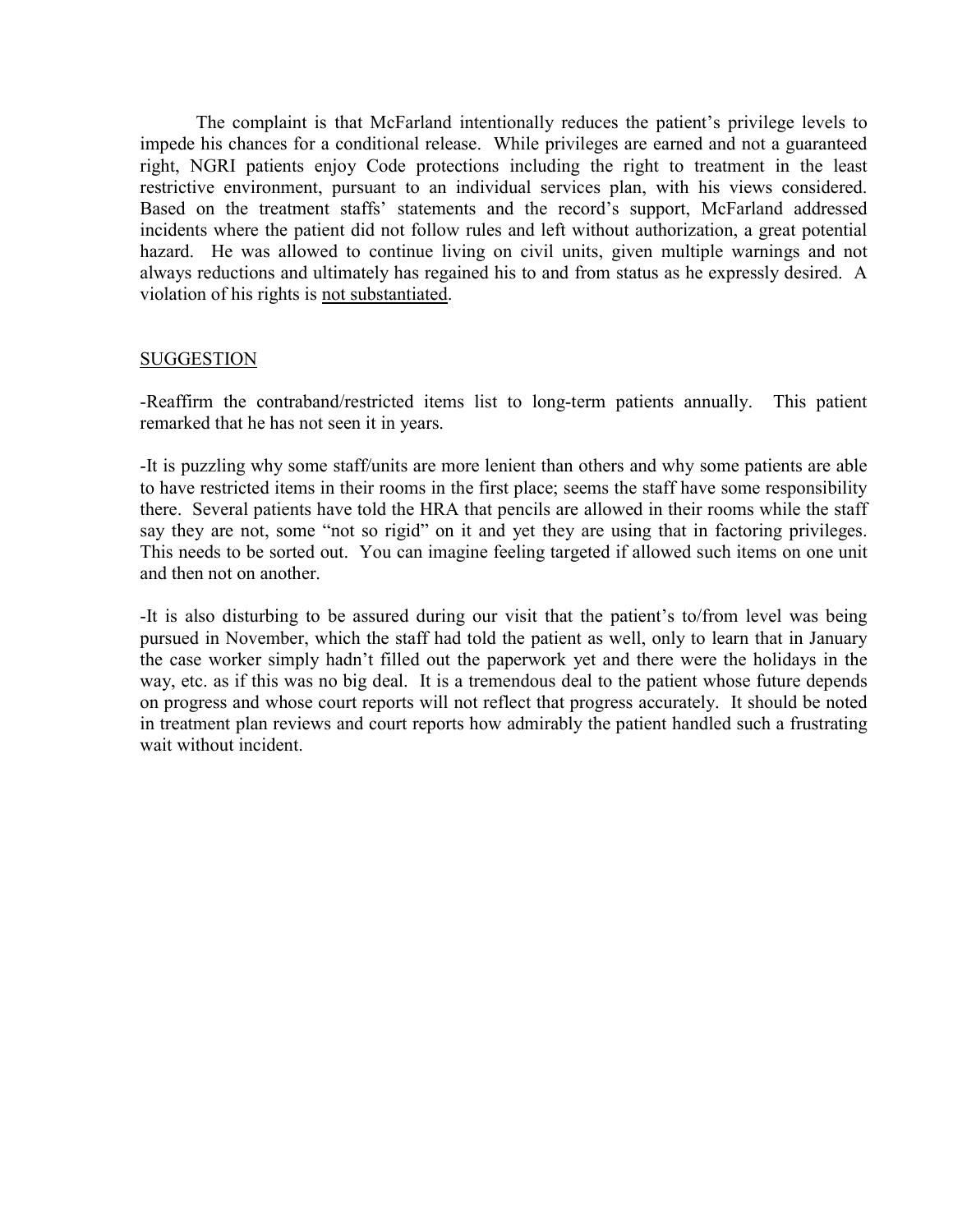The complaint is that McFarland intentionally reduces the patient's privilege levels to impede his chances for a conditional release. While privileges are earned and not a guaranteed right, NGRI patients enjoy Code protections including the right to treatment in the least restrictive environment, pursuant to an individual services plan, with his views considered. Based on the treatment staffs' statements and the record's support, McFarland addressed incidents where the patient did not follow rules and left without authorization, a great potential hazard. He was allowed to continue living on civil units, given multiple warnings and not always reductions and ultimately has regained his to and from status as he expressly desired. A violation of his rights is <u>not substantiated</u>.

## <u>SUGGESTION</u>

-Reaffirm the contraband/restricted items list to long-term patients annually. This patient remarked that he has not seen it in years.

-It is puzzling why some staff/units are more lenient than others and why some patients are able to have restricted items in their rooms in the first place; seems the staff have some responsibility there. Several patients have told the HRA that pencils are allowed in their rooms while the staff say they are not, some "not so rigid" on it and yet they are using that in factoring privileges. This needs to be sorted out. You can imagine feeling targeted if allowed such items on one unit and then not on another.

-It is also disturbing to be assured during our visit that the patient's to/from level was being pursued in November, which the staff had told the patient as well, only to learn that in January the case worker simply hadn't filled out the paperwork yet and there were the holidays in the way, etc. as if this was no big deal. It is a tremendous deal to the patient whose future depends on progress and whose court reports will not reflect that progress accurately. It should be noted in treatment plan reviews and court reports how admirably the patient handled such a frustrating wait without incident.